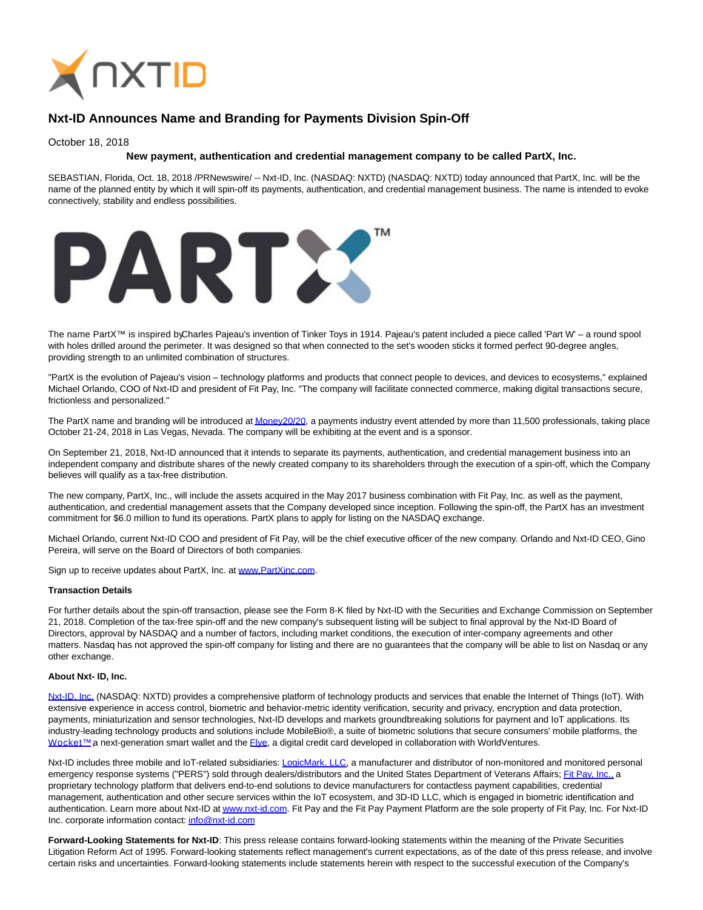# Nxt-ID Announces Name and Branding for Payments Division Spin-Off

October 18, 2018

**New payment, authentication and credential management company to be called PartX, Inc.**

SEBASTIAN, Florida, Oct. 18, 2018 /PRNewswire/ -- Nxt-ID, Inc. (NASDAQ: NXTD) (NASDAQ: NXTD) today announced that PartX, Inc. will be the name of the planned entity by which it will spin-off its payments, authentication, and credential management business. The name is intended to evoke connectively, stability and endless possibilities.

The name PartX™ is inspired byCharles Pajeau's invention of Tinker Toys in 1914. Pajeau's patent included a piece called 'Part W' – a round spool with holes drilled around the perimeter. It was designed so that when connected to the set's wooden sticks it formed perfect 90-degree angles, providing strength to an unlimited combination of structures.

"PartX is the evolution of Pajeau's vision – technology platforms and products that connect people to devices, and devices to ecosystems," explained Michael Orlando, COO of Nxt-ID and president of Fit Pay, Inc. "The company will facilitate connected commerce, making digital transactions secure, frictionless and personalized."

The PartX name and branding will be introduced at Money20/20, a payments industry event attended by more than 11,500 professionals, taking place October 21-24, 2018 in Las Vegas, Nevada. The company will be exhibiting at the event and is a sponsor.

On September 21, 2018, Nxt-ID announced that it intends to separate its payments, authentication, and credential management business into an independent company and distribute shares of the newly created company to its shareholders through the execution of a spin-off, which the Company believes will qualify as a tax-free distribution.

The new company, PartX, Inc., will include the assets acquired in the May 2017 business combination with Fit Pay, Inc. as well as the payment, authentication, and credential management assets that the Company developed since inception. Following the spin-off, the PartX has an investment commitment for $6.0 million to fund its operations. PartX plans to apply for listing on the NASDAQ exchange.

Michael Orlando, current Nxt-ID COO and president of Fit Pay, will be the chief executive officer of the new company. Orlando and Nxt-ID CEO, Gino Pereira, will serve on the Board of Directors of both companies.

Sign up to receive updates about PartX, Inc. at www.PartXinc.com.

**Transaction Details**

For further details about the spin-off transaction, please see the Form 8-K filed by Nxt-ID with the Securities and Exchange Commission on September 21, 2018. Completion of the tax-free spin-off and the new company's subsequent listing will be subject to final approval by the Nxt-ID Board of Directors, approval by NASDAQ and a number of factors, including market conditions, the execution of inter-company agreements and other matters. Nasdaq has not approved the spin-off company for listing and there are no guarantees that the company will be able to list on Nasdaq or any other exchange.

**About Nxt- ID, Inc.**

Nxt-ID, Inc. (NASDAQ: NXTD) provides a comprehensive platform of technology products and services that enable the Internet of Things (IoT). With extensive experience in access control, biometric and behavior-metric identity verification, security and privacy, encryption and data protection, payments, miniaturization and sensor technologies, Nxt-ID develops and markets groundbreaking solutions for payment and IoT applications. Its industry-leading technology products and solutions include MobileBio®, a suite of biometric solutions that secure consumers' mobile platforms, the Wocket™ a next-generation smart wallet and the Flye, a digital credit card developed in collaboration with WorldVentures.

Nxt-ID includes three mobile and IoT-related subsidiaries: LogicMark, LLC, a manufacturer and distributor of non-monitored and monitored personal emergency response systems ("PERS") sold through dealers/distributors and the United States Department of Veterans Affairs; Fit Pay, Inc., a proprietary technology platform that delivers end-to-end solutions to device manufacturers for contactless payment capabilities, credential management, authentication and other secure services within the IoT ecosystem, and 3D-ID LLC, which is engaged in biometric identification and authentication. Learn more about Nxt-ID at www.nxt-id.com. Fit Pay and the Fit Pay Payment Platform are the sole property of Fit Pay, Inc. For Nxt-ID Inc. corporate information contact: info@nxt-id.com

**Forward-Looking Statements for Nxt-ID**: This press release contains forward-looking statements within the meaning of the Private Securities Litigation Reform Act of 1995. Forward-looking statements reflect management's current expectations, as of the date of this press release, and involve certain risks and uncertainties. Forward-looking statements include statements herein with respect to the successful execution of the Company's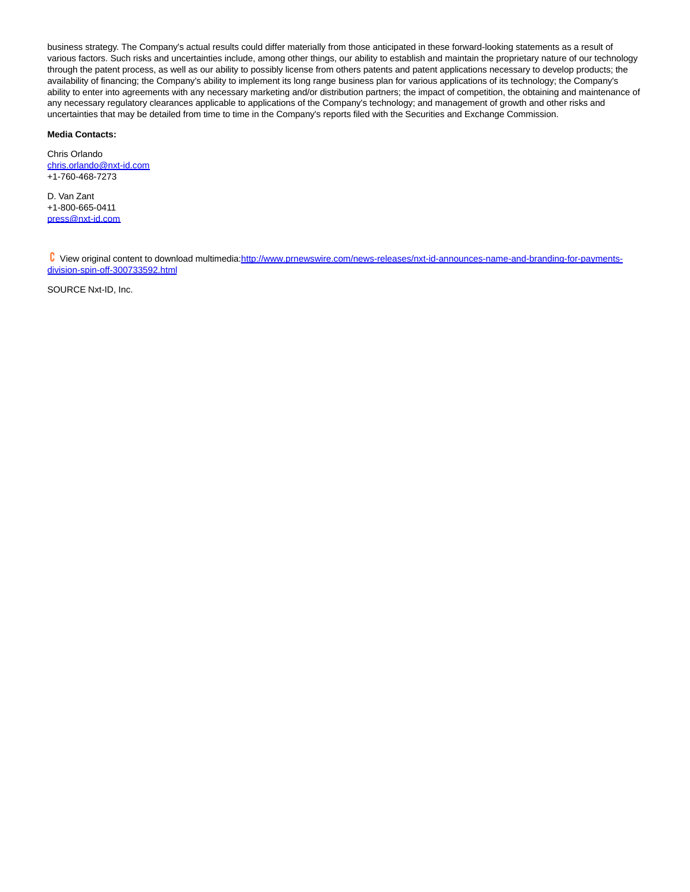business strategy. The Company's actual results could differ materially from those anticipated in these forward-looking statements as a result of various factors. Such risks and uncertainties include, among other things, our ability to establish and maintain the proprietary nature of our technology through the patent process, as well as our ability to possibly license from others patents and patent applications necessary to develop products; the availability of financing; the Company's ability to implement its long range business plan for various applications of its technology; the Company's ability to enter into agreements with any necessary marketing and/or distribution partners; the impact of competition, the obtaining and maintenance of any necessary regulatory clearances applicable to applications of the Company's technology; and management of growth and other risks and uncertainties that may be detailed from time to time in the Company's reports filed with the Securities and Exchange Commission.

**Media Contacts:**

Chris Orlando
chris.orlando@nxt-id.com
+1-760-468-7273

D. Van Zant
+1-800-665-0411
press@nxt-id.com

View original content to download multimedia:http://www.prnewswire.com/news-releases/nxt-id-announces-name-and-branding-for-payments-division-spin-off-300733592.html

SOURCE Nxt-ID, Inc.